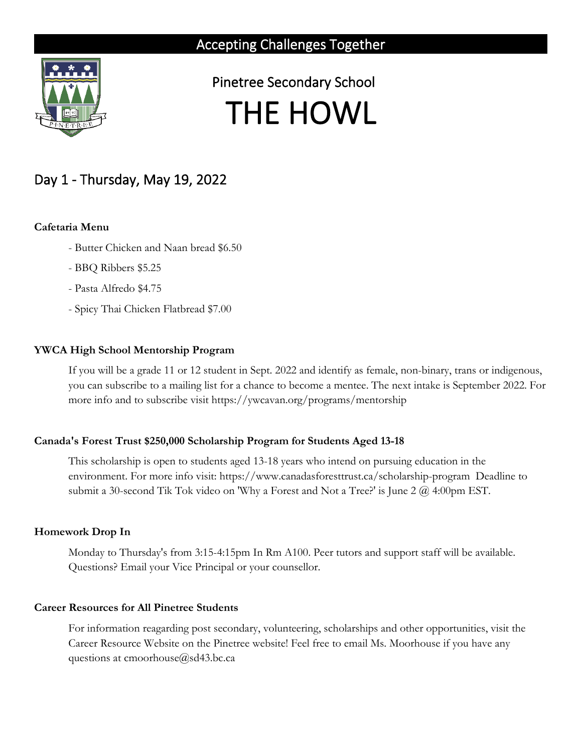Accepting Challenges Together

Pinetree Secondary School

# THE HOWL

## Day 1 - Thursday, May 19, 2022

**Cafetaria Menu**

- Butter Chicken and Naan bread $6.50
- BBQ Ribbers $5.25
- Pasta Alfredo $4.75
- Spicy Thai Chicken Flatbread $7.00

**YWCA High School Mentorship Program**

If you will be a grade 11 or 12 student in Sept. 2022 and identify as female, non-binary, trans or indigenous, you can subscribe to a mailing list for a chance to become a mentee. The next intake is September 2022. For more info and to subscribe visit https://ywcavan.org/programs/mentorship

**Canada's Forest Trust $250,000 Scholarship Program for Students Aged 13-18**

This scholarship is open to students aged 13-18 years who intend on pursuing education in the environment. For more info visit: https://www.canadasforesttrust.ca/scholarship-program Deadline to submit a 30-second Tik Tok video on 'Why a Forest and Not a Tree?' is June 2 @ 4:00pm EST.

**Homework Drop In**

Monday to Thursday's from 3:15-4:15pm In Rm A100. Peer tutors and support staff will be available. Questions? Email your Vice Principal or your counsellor.

**Career Resources for All Pinetree Students**

For information reagarding post secondary, volunteering, scholarships and other opportunities, visit the Career Resource Website on the Pinetree website! Feel free to email Ms. Moorhouse if you have any questions at cmoorhouse@sd43.bc.ca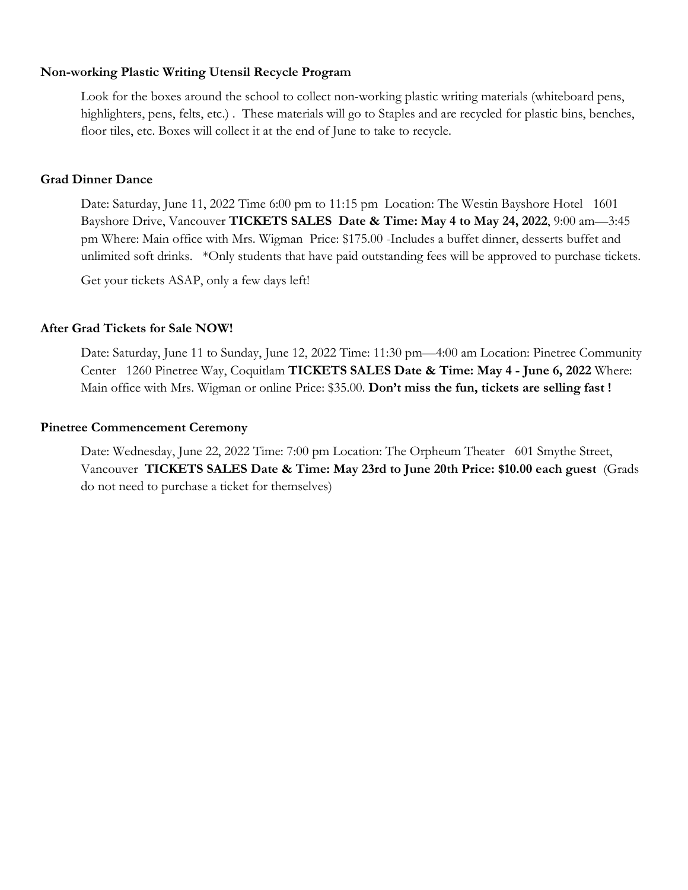**Non-working Plastic Writing Utensil Recycle Program**

Look for the boxes around the school to collect non-working plastic writing materials (whiteboard pens, highlighters, pens, felts, etc.) . These materials will go to Staples and are recycled for plastic bins, benches, floor tiles, etc. Boxes will collect it at the end of June to take to recycle.

**Grad Dinner Dance**

Date: Saturday, June 11, 2022 Time 6:00 pm to 11:15 pm Location: The Westin Bayshore Hotel 1601 Bayshore Drive, Vancouver **TICKETS SALES Date & Time: May 4 to May 24, 2022**, 9:00 am—3:45 pm Where: Main office with Mrs. Wigman Price: $175.00 -Includes a buffet dinner, desserts buffet and unlimited soft drinks. *Only students that have paid outstanding fees will be approved to purchase tickets.

Get your tickets ASAP, only a few days left!

**After Grad Tickets for Sale NOW!**

Date: Saturday, June 11 to Sunday, June 12, 2022 Time: 11:30 pm—4:00 am Location: Pinetree Community Center 1260 Pinetree Way, Coquitlam **TICKETS SALES Date & Time: May 4 - June 6, 2022** Where: Main office with Mrs. Wigman or online Price: $35.00. **Don't miss the fun, tickets are selling fast !**

**Pinetree Commencement Ceremony**

Date: Wednesday, June 22, 2022 Time: 7:00 pm Location: The Orpheum Theater 601 Smythe Street, Vancouver **TICKETS SALES Date & Time: May 23rd to June 20th Price: $10.00 each guest** (Grads do not need to purchase a ticket for themselves)